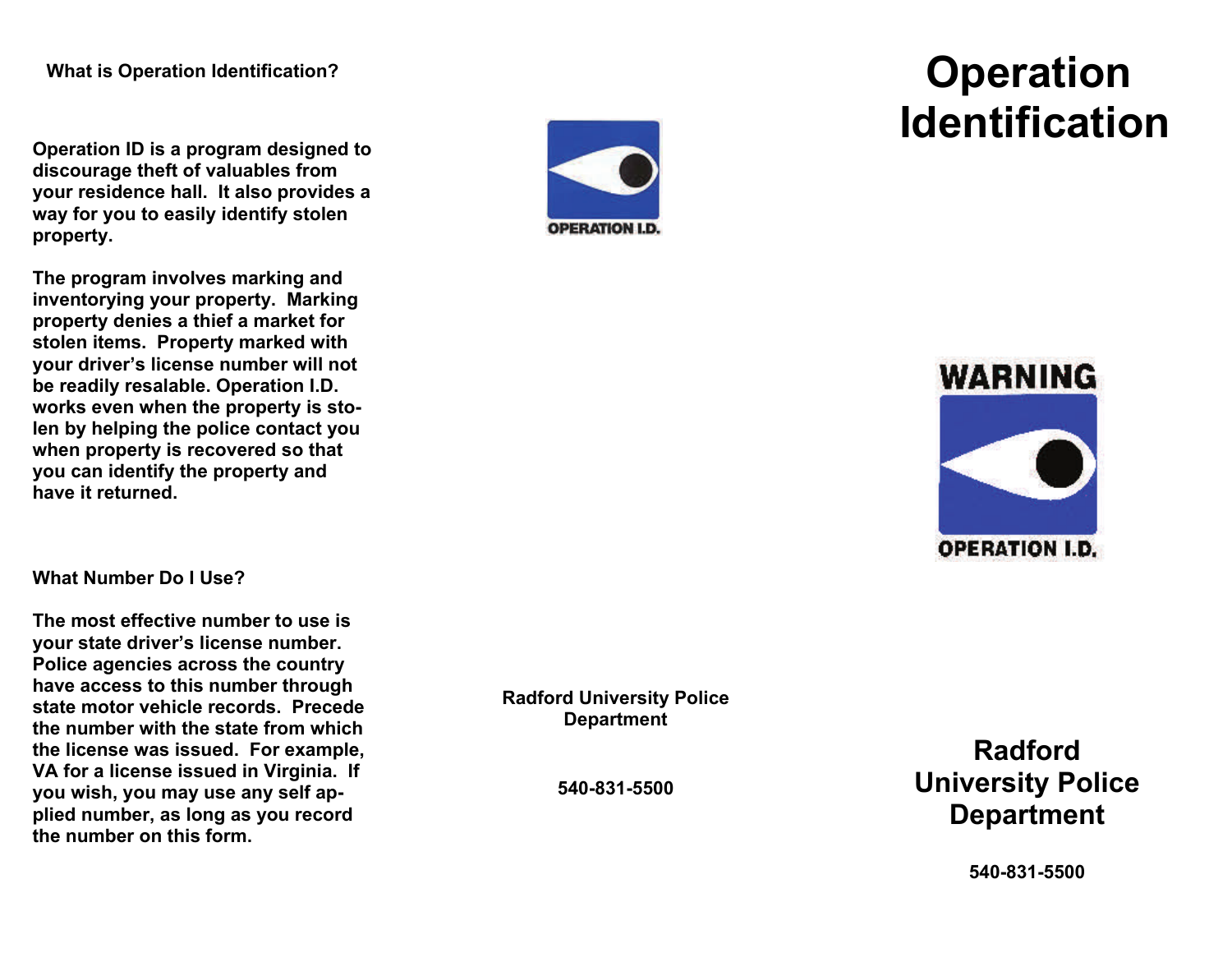## What is Operation Identification?

Operation ID is a program designed to discourage theft of valuables from your residence hall. It also provides a way for you to easily identify stolen property.

The program involves marking and inventorying your property. Marking property denies a thief a market for stolen items. Property marked with your driver's license number will not be readily resalable. Operation I.D. works even when the property is stolen by helping the police contact you when property is recovered so that you can identify the property and have it returned.

## What Number Do I Use?

The most effective number to use is your state driver's license number. Police agencies across the country have access to this number through state motor vehicle records. Precede the number with the state from which the license was issued. For example, VA for a license issued in Virginia. If you wish, you may use any self applied number, as long as you record the number on this form.

OPERATION I.D.

Radford University Police Department

540-831-5500

# Operation Identification

WARNING

OPERATION I.D.

## Radford University Police Department

**540-831-5500**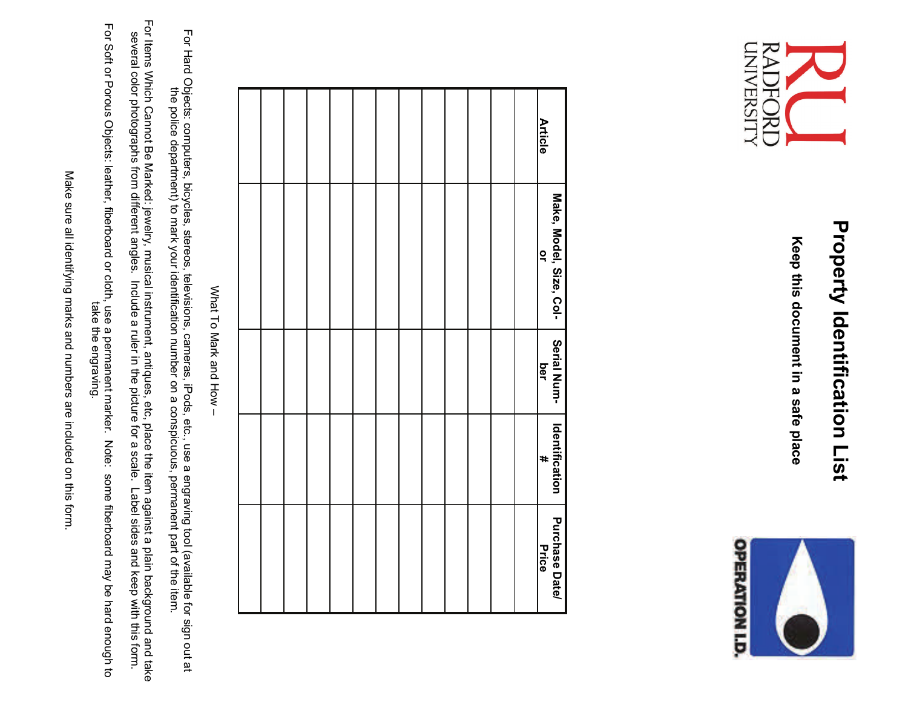RU RADFORD UNIVERSITY

# Property Identification List

**Keep this document in a safe place**

OPERATION I.D.

| Article | Make, Model, Size, Color | Serial Number | Identification # | Purchase Date/ Price |
|---|---|---|---|---|
| | | | | |
| | | | | |
| | | | | |
| | | | | |
| | | | | |
| | | | | |
| | | | | |
| | | | | |
| | | | | |
| | | | | |
| | | | | |
| | | | | |
| | | | | |

What To Mark and How –

For Hard Objects: computers, bicycles, stereos, televisions, cameras, iPods, etc., use a engraving tool (available for sign out at the police department) to mark your identification number on a conspicuous, permanent part of the item.

For Items Which Cannot Be Marked: jewelry, musical instrument, antiques, etc, place the item against a plain background and take several color photographs from different angles. Include a ruler in the picture for a scale. Label sides and keep with this form.

For Soft or Porous Objects: leather, fiberboard or cloth, use a permanent marker. Note: some fiberboard may be hard enough to take the engraving.

Make sure all identifying marks and numbers are included on this form.